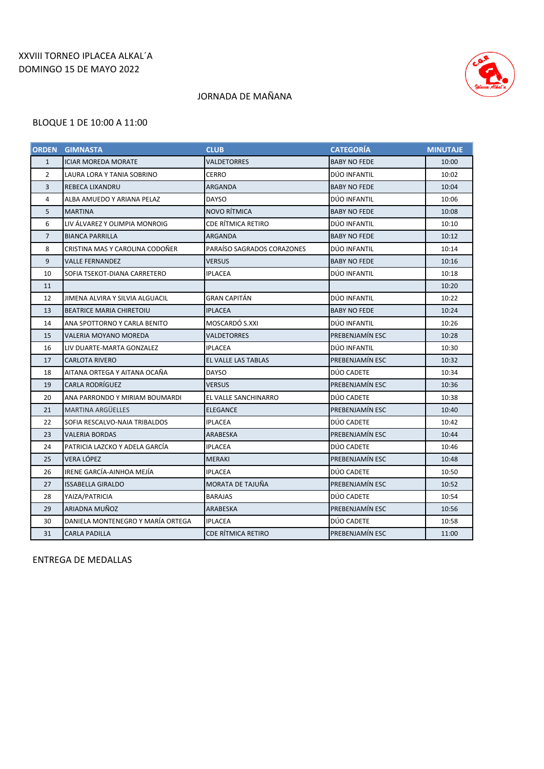XXVIII TORNEO IPLACEA ALKAL´A
DOMINGO 15 DE MAYO 2022

JORNADA DE MAÑANA

BLOQUE 1 DE 10:00 A 11:00

| ORDEN | GIMNASTA | CLUB | CATEGORÍA | MINUTAJE |
|---|---|---|---|---|
| 1 | ICIAR MOREDA MORATE | VALDETORRES | BABY NO FEDE | 10:00 |
| 2 | LAURA LORA Y TANIA SOBRINO | CERRO | DÚO INFANTIL | 10:02 |
| 3 | REBECA LIXANDRU | ARGANDA | BABY NO FEDE | 10:04 |
| 4 | ALBA AMUEDO Y ARIANA PELAZ | DAYSO | DÚO INFANTIL | 10:06 |
| 5 | MARTINA | NOVO RÍTMICA | BABY NO FEDE | 10:08 |
| 6 | LIV ÁLVAREZ Y OLIMPIA MONROIG | CDE RÍTMICA RETIRO | DÚO INFANTIL | 10:10 |
| 7 | BIANCA PARRILLA | ARGANDA | BABY NO FEDE | 10:12 |
| 8 | CRISTINA MAS Y CAROLINA CODOÑER | PARAÍSO SAGRADOS CORAZONES | DÚO INFANTIL | 10:14 |
| 9 | VALLE FERNANDEZ | VERSUS | BABY NO FEDE | 10:16 |
| 10 | SOFIA TSEKOT-DIANA CARRETERO | IPLACEA | DÚO INFANTIL | 10:18 |
| 11 | | | | 10:20 |
| 12 | JIMENA ALVIRA Y SILVIA ALGUACIL | GRAN CAPITÁN | DÚO INFANTIL | 10:22 |
| 13 | BEATRICE MARIA CHIRETOIU | IPLACEA | BABY NO FEDE | 10:24 |
| 14 | ANA SPOTTORNO Y CARLA BENITO | MOSCARDÓ S.XXI | DÚO INFANTIL | 10:26 |
| 15 | VALERIA MOYANO MOREDA | VALDETORRES | PREBENJAMÍN ESC | 10:28 |
| 16 | LIV DUARTE-MARTA GONZALEZ | IPLACEA | DÚO INFANTIL | 10:30 |
| 17 | CARLOTA RIVERO | EL VALLE LAS TABLAS | PREBENJAMÍN ESC | 10:32 |
| 18 | AITANA ORTEGA Y AITANA OCAÑA | DAYSO | DÚO CADETE | 10:34 |
| 19 | CARLA RODRÍGUEZ | VERSUS | PREBENJAMÍN ESC | 10:36 |
| 20 | ANA PARRONDO Y MIRIAM BOUMARDI | EL VALLE SANCHINARRO | DÚO CADETE | 10:38 |
| 21 | MARTINA ARGÜELLES | ELEGANCE | PREBENJAMÍN ESC | 10:40 |
| 22 | SOFIA RESCALVO-NAIA TRIBALDOS | IPLACEA | DÚO CADETE | 10:42 |
| 23 | VALERIA BORDAS | ARABESKA | PREBENJAMÍN ESC | 10:44 |
| 24 | PATRICIA LAZCKO Y ADELA GARCÍA | IPLACEA | DÚO CADETE | 10:46 |
| 25 | VERA LÓPEZ | MERAKI | PREBENJAMÍN ESC | 10:48 |
| 26 | IRENE GARCÍA-AINHOA MEJÍA | IPLACEA | DÚO CADETE | 10:50 |
| 27 | ISSABELLA GIRALDO | MORATA DE TAJUÑA | PREBENJAMÍN ESC | 10:52 |
| 28 | YAIZA/PATRICIA | BARAJAS | DÚO CADETE | 10:54 |
| 29 | ARIADNA MUÑOZ | ARABESKA | PREBENJAMÍN ESC | 10:56 |
| 30 | DANIELA MONTENEGRO Y MARÍA ORTEGA | IPLACEA | DÚO CADETE | 10:58 |
| 31 | CARLA PADILLA | CDE RÍTMICA RETIRO | PREBENJAMÍN ESC | 11:00 |

ENTREGA DE MEDALLAS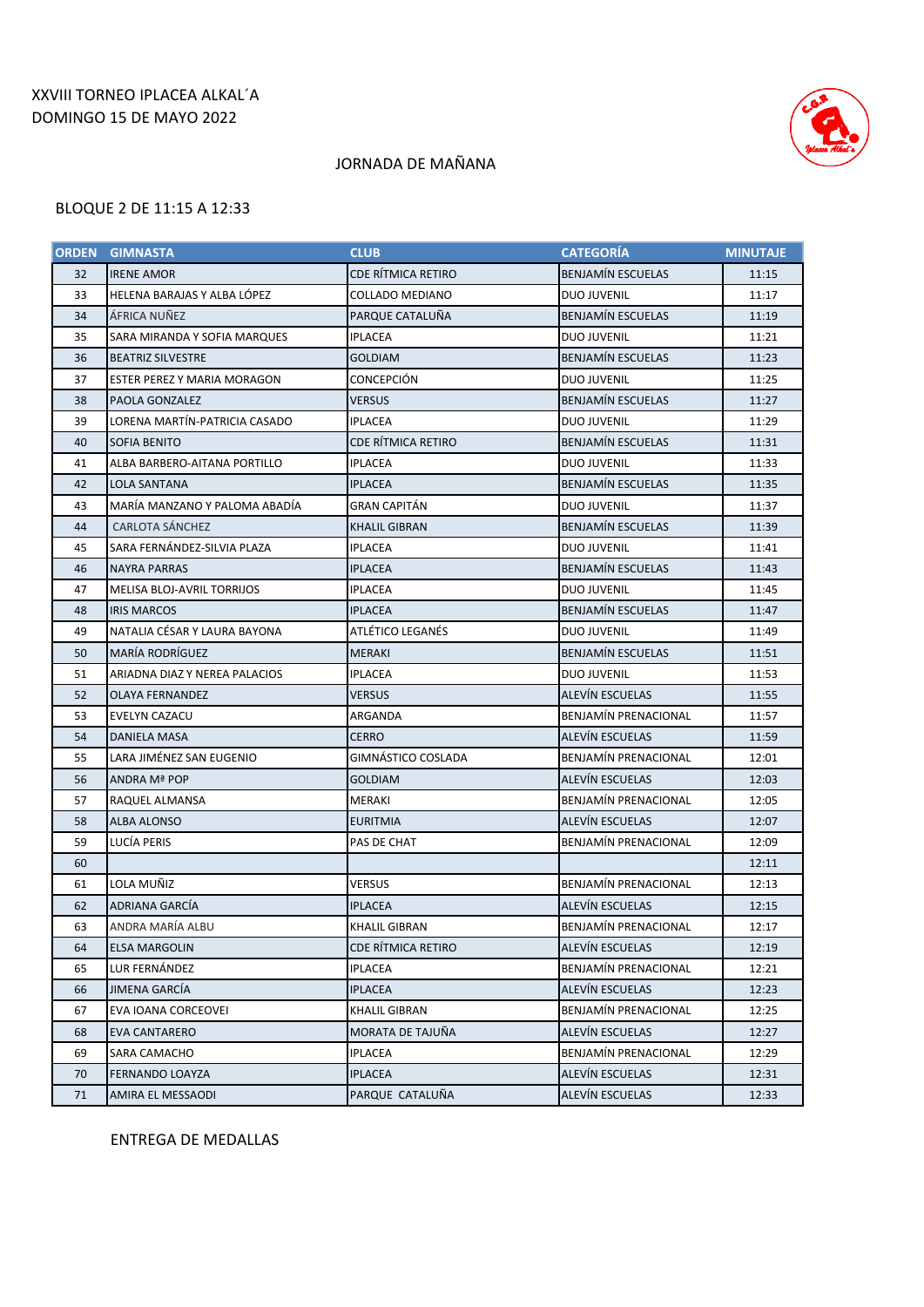XXVIII TORNEO IPLACEA ALKAL´A
DOMINGO 15 DE MAYO 2022

JORNADA DE MAÑANA

BLOQUE 2 DE 11:15 A 12:33

| ORDEN | GIMNASTA | CLUB | CATEGORÍA | MINUTAJE |
|---|---|---|---|---|
| 32 | IRENE AMOR | CDE RÍTMICA RETIRO | BENJAMÍN ESCUELAS | 11:15 |
| 33 | HELENA BARAJAS Y ALBA LÓPEZ | COLLADO MEDIANO | DUO JUVENIL | 11:17 |
| 34 | ÁFRICA NUÑEZ | PARQUE CATALUÑA | BENJAMÍN ESCUELAS | 11:19 |
| 35 | SARA MIRANDA Y SOFIA MARQUES | IPLACEA | DUO JUVENIL | 11:21 |
| 36 | BEATRIZ SILVESTRE | GOLDIAM | BENJAMÍN ESCUELAS | 11:23 |
| 37 | ESTER PEREZ Y MARIA MORAGON | CONCEPCIÓN | DUO JUVENIL | 11:25 |
| 38 | PAOLA GONZALEZ | VERSUS | BENJAMÍN ESCUELAS | 11:27 |
| 39 | LORENA MARTÍN-PATRICIA CASADO | IPLACEA | DUO JUVENIL | 11:29 |
| 40 | SOFIA BENITO | CDE RÍTMICA RETIRO | BENJAMÍN ESCUELAS | 11:31 |
| 41 | ALBA BARBERO-AITANA PORTILLO | IPLACEA | DUO JUVENIL | 11:33 |
| 42 | LOLA SANTANA | IPLACEA | BENJAMÍN ESCUELAS | 11:35 |
| 43 | MARÍA MANZANO Y PALOMA ABADÍA | GRAN CAPITÁN | DUO JUVENIL | 11:37 |
| 44 | CARLOTA SÁNCHEZ | KHALIL GIBRAN | BENJAMÍN ESCUELAS | 11:39 |
| 45 | SARA FERNÁNDEZ-SILVIA PLAZA | IPLACEA | DUO JUVENIL | 11:41 |
| 46 | NAYRA PARRAS | IPLACEA | BENJAMÍN ESCUELAS | 11:43 |
| 47 | MELISA BLOJ-AVRIL TORRIJOS | IPLACEA | DUO JUVENIL | 11:45 |
| 48 | IRIS MARCOS | IPLACEA | BENJAMÍN ESCUELAS | 11:47 |
| 49 | NATALIA CÉSAR Y LAURA BAYONA | ATLÉTICO LEGANÉS | DUO JUVENIL | 11:49 |
| 50 | MARÍA RODRÍGUEZ | MERAKI | BENJAMÍN ESCUELAS | 11:51 |
| 51 | ARIADNA DIAZ Y NEREA PALACIOS | IPLACEA | DUO JUVENIL | 11:53 |
| 52 | OLAYA FERNANDEZ | VERSUS | ALEVÍN ESCUELAS | 11:55 |
| 53 | EVELYN CAZACU | ARGANDA | BENJAMÍN PRENACIONAL | 11:57 |
| 54 | DANIELA MASA | CERRO | ALEVÍN ESCUELAS | 11:59 |
| 55 | LARA JIMÉNEZ SAN EUGENIO | GIMNÁSTICO COSLADA | BENJAMÍN PRENACIONAL | 12:01 |
| 56 | ANDRA Mª POP | GOLDIAM | ALEVÍN ESCUELAS | 12:03 |
| 57 | RAQUEL ALMANSA | MERAKI | BENJAMÍN PRENACIONAL | 12:05 |
| 58 | ALBA ALONSO | EURITMIA | ALEVÍN ESCUELAS | 12:07 |
| 59 | LUCÍA PERIS | PAS DE CHAT | BENJAMÍN PRENACIONAL | 12:09 |
| 60 | | | | 12:11 |
| 61 | LOLA MUÑIZ | VERSUS | BENJAMÍN PRENACIONAL | 12:13 |
| 62 | ADRIANA GARCÍA | IPLACEA | ALEVÍN ESCUELAS | 12:15 |
| 63 | ANDRA MARÍA ALBU | KHALIL GIBRAN | BENJAMÍN PRENACIONAL | 12:17 |
| 64 | ELSA MARGOLIN | CDE RÍTMICA RETIRO | ALEVÍN ESCUELAS | 12:19 |
| 65 | LUR FERNÁNDEZ | IPLACEA | BENJAMÍN PRENACIONAL | 12:21 |
| 66 | JIMENA GARCÍA | IPLACEA | ALEVÍN ESCUELAS | 12:23 |
| 67 | EVA IOANA CORCEOVEI | KHALIL GIBRAN | BENJAMÍN PRENACIONAL | 12:25 |
| 68 | EVA CANTARERO | MORATA DE TAJUÑA | ALEVÍN ESCUELAS | 12:27 |
| 69 | SARA CAMACHO | IPLACEA | BENJAMÍN PRENACIONAL | 12:29 |
| 70 | FERNANDO LOAYZA | IPLACEA | ALEVÍN ESCUELAS | 12:31 |
| 71 | AMIRA EL MESSAODI | PARQUE CATALUÑA | ALEVÍN ESCUELAS | 12:33 |

ENTREGA DE MEDALLAS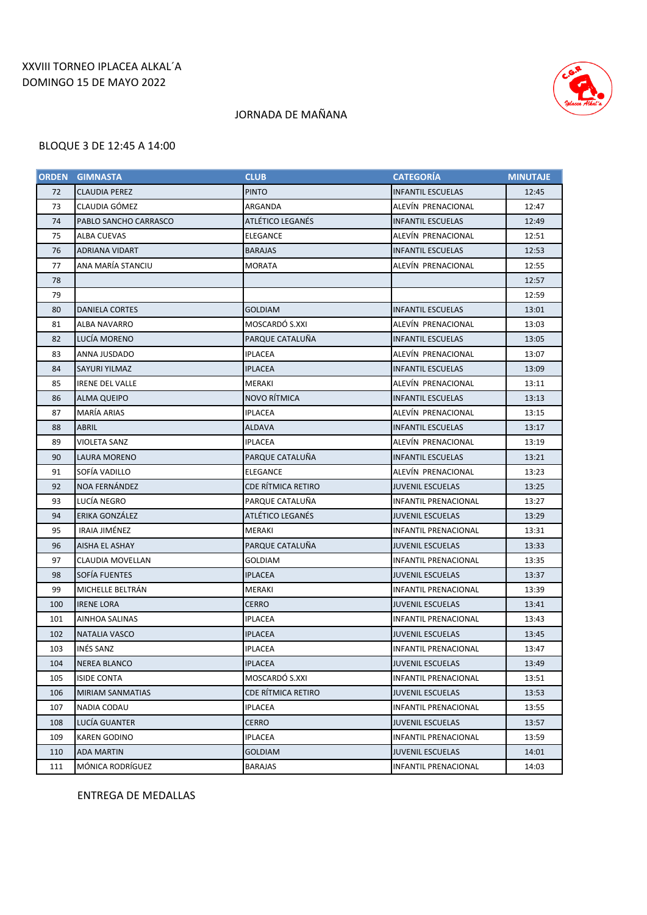XXVIII TORNEO IPLACEA ALKAL´A
DOMINGO 15 DE MAYO 2022

JORNADA DE MAÑANA

BLOQUE 3 DE 12:45 A 14:00

| ORDEN | GIMNASTA | CLUB | CATEGORÍA | MINUTAJE |
|---|---|---|---|---|
| 72 | CLAUDIA PEREZ | PINTO | INFANTIL ESCUELAS | 12:45 |
| 73 | CLAUDIA GÓMEZ | ARGANDA | ALEVÍN PRENACIONAL | 12:47 |
| 74 | PABLO SANCHO CARRASCO | ATLÉTICO LEGANÉS | INFANTIL ESCUELAS | 12:49 |
| 75 | ALBA CUEVAS | ELEGANCE | ALEVÍN PRENACIONAL | 12:51 |
| 76 | ADRIANA VIDART | BARAJAS | INFANTIL ESCUELAS | 12:53 |
| 77 | ANA MARÍA STANCIU | MORATA | ALEVÍN PRENACIONAL | 12:55 |
| 78 | | | | 12:57 |
| 79 | | | | 12:59 |
| 80 | DANIELA CORTES | GOLDIAM | INFANTIL ESCUELAS | 13:01 |
| 81 | ALBA NAVARRO | MOSCARDÓ S.XXI | ALEVÍN PRENACIONAL | 13:03 |
| 82 | LUCÍA MORENO | PARQUE CATALUÑA | INFANTIL ESCUELAS | 13:05 |
| 83 | ANNA JUSDADO | IPLACEA | ALEVÍN PRENACIONAL | 13:07 |
| 84 | SAYURI YILMAZ | IPLACEA | INFANTIL ESCUELAS | 13:09 |
| 85 | IRENE DEL VALLE | MERAKI | ALEVÍN PRENACIONAL | 13:11 |
| 86 | ALMA QUEIPO | NOVO RÍTMICA | INFANTIL ESCUELAS | 13:13 |
| 87 | MARÍA ARIAS | IPLACEA | ALEVÍN PRENACIONAL | 13:15 |
| 88 | ABRIL | ALDAVA | INFANTIL ESCUELAS | 13:17 |
| 89 | VIOLETA SANZ | IPLACEA | ALEVÍN PRENACIONAL | 13:19 |
| 90 | LAURA MORENO | PARQUE CATALUÑA | INFANTIL ESCUELAS | 13:21 |
| 91 | SOFÍA VADILLO | ELEGANCE | ALEVÍN PRENACIONAL | 13:23 |
| 92 | NOA FERNÁNDEZ | CDE RÍTMICA RETIRO | JUVENIL ESCUELAS | 13:25 |
| 93 | LUCÍA NEGRO | PARQUE CATALUÑA | INFANTIL PRENACIONAL | 13:27 |
| 94 | ERIKA GONZÁLEZ | ATLÉTICO LEGANÉS | JUVENIL ESCUELAS | 13:29 |
| 95 | IRAIA JIMÉNEZ | MERAKI | INFANTIL PRENACIONAL | 13:31 |
| 96 | AISHA EL ASHAY | PARQUE CATALUÑA | JUVENIL ESCUELAS | 13:33 |
| 97 | CLAUDIA MOVELLAN | GOLDIAM | INFANTIL PRENACIONAL | 13:35 |
| 98 | SOFÍA FUENTES | IPLACEA | JUVENIL ESCUELAS | 13:37 |
| 99 | MICHELLE BELTRÁN | MERAKI | INFANTIL PRENACIONAL | 13:39 |
| 100 | IRENE LORA | CERRO | JUVENIL ESCUELAS | 13:41 |
| 101 | AINHOA SALINAS | IPLACEA | INFANTIL PRENACIONAL | 13:43 |
| 102 | NATALIA VASCO | IPLACEA | JUVENIL ESCUELAS | 13:45 |
| 103 | INÉS SANZ | IPLACEA | INFANTIL PRENACIONAL | 13:47 |
| 104 | NEREA BLANCO | IPLACEA | JUVENIL ESCUELAS | 13:49 |
| 105 | ISIDE CONTA | MOSCARDÓ S.XXI | INFANTIL PRENACIONAL | 13:51 |
| 106 | MIRIAM SANMATIAS | CDE RÍTMICA RETIRO | JUVENIL ESCUELAS | 13:53 |
| 107 | NADIA CODAU | IPLACEA | INFANTIL PRENACIONAL | 13:55 |
| 108 | LUCÍA GUANTER | CERRO | JUVENIL ESCUELAS | 13:57 |
| 109 | KAREN GODINO | IPLACEA | INFANTIL PRENACIONAL | 13:59 |
| 110 | ADA MARTIN | GOLDIAM | JUVENIL ESCUELAS | 14:01 |
| 111 | MÓNICA RODRÍGUEZ | BARAJAS | INFANTIL PRENACIONAL | 14:03 |

ENTREGA DE MEDALLAS